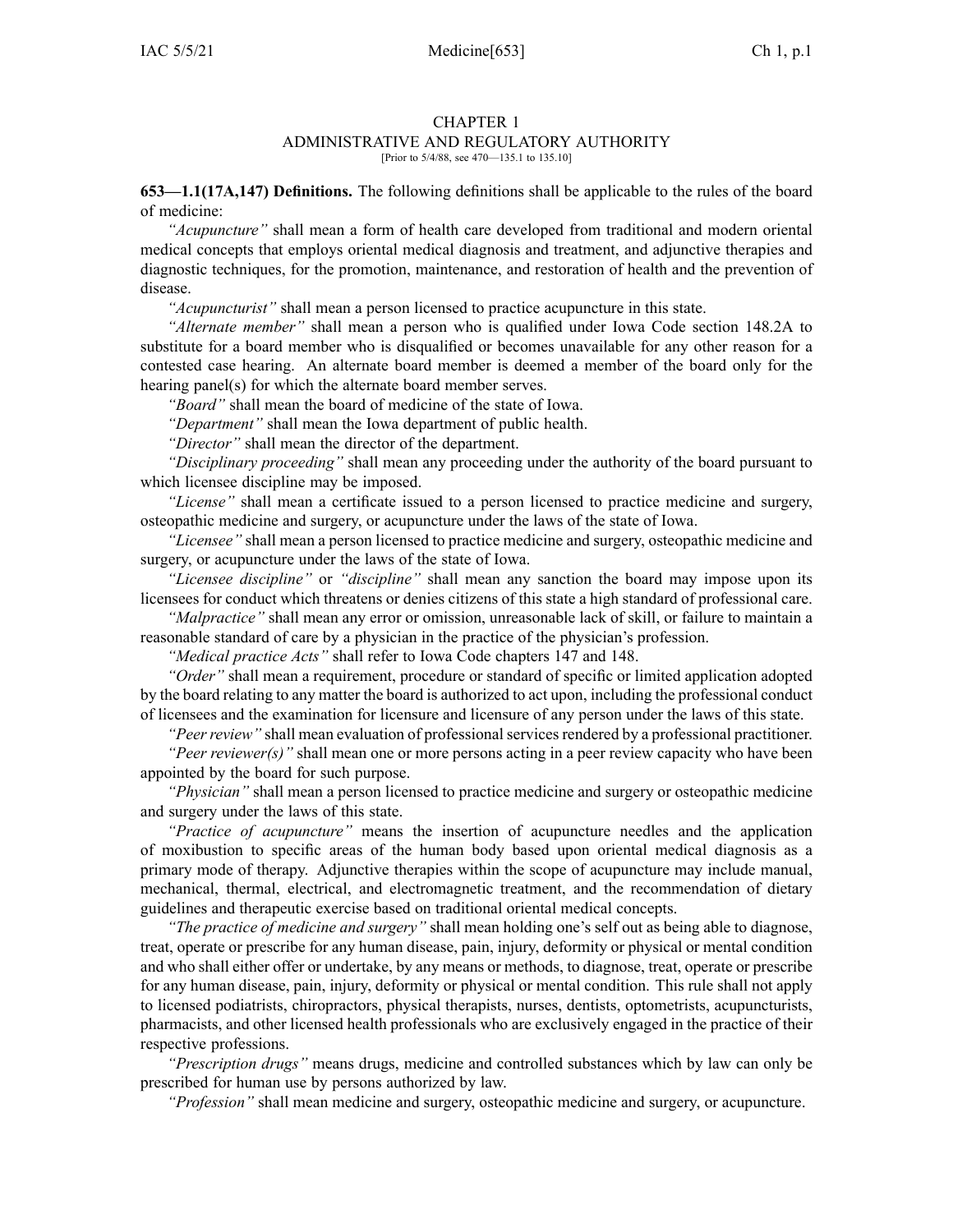# CHAPTER 1
## ADMINISTRATIVE AND REGULATORY AUTHORITY

[Prior to 5/4/88, see 470—135.1 to 135.10]

**653—1.1(17A,147) Definitions.** The following definitions shall be applicable to the rules of the board of medicine:

*"Acupuncture"* shall mean a form of health care developed from traditional and modern oriental medical concepts that employs oriental medical diagnosis and treatment, and adjunctive therapies and diagnostic techniques, for the promotion, maintenance, and restoration of health and the prevention of disease.

*"Acupuncturist"* shall mean a person licensed to practice acupuncture in this state.

*"Alternate member"* shall mean a person who is qualified under Iowa Code section 148.2A to substitute for a board member who is disqualified or becomes unavailable for any other reason for a contested case hearing. An alternate board member is deemed a member of the board only for the hearing panel(s) for which the alternate board member serves.

*"Board"* shall mean the board of medicine of the state of Iowa.

*"Department"* shall mean the Iowa department of public health.

*"Director"* shall mean the director of the department.

*"Disciplinary proceeding"* shall mean any proceeding under the authority of the board pursuant to which licensee discipline may be imposed.

*"License"* shall mean a certificate issued to a person licensed to practice medicine and surgery, osteopathic medicine and surgery, or acupuncture under the laws of the state of Iowa.

*"Licensee"* shall mean a person licensed to practice medicine and surgery, osteopathic medicine and surgery, or acupuncture under the laws of the state of Iowa.

*"Licensee discipline"* or *"discipline"* shall mean any sanction the board may impose upon its licensees for conduct which threatens or denies citizens of this state a high standard of professional care.

*"Malpractice"* shall mean any error or omission, unreasonable lack of skill, or failure to maintain a reasonable standard of care by a physician in the practice of the physician's profession.

*"Medical practice Acts"* shall refer to Iowa Code chapters 147 and 148.

*"Order"* shall mean a requirement, procedure or standard of specific or limited application adopted by the board relating to any matter the board is authorized to act upon, including the professional conduct of licensees and the examination for licensure and licensure of any person under the laws of this state.

*"Peer review"* shall mean evaluation of professional services rendered by a professional practitioner.

*"Peer reviewer(s)"* shall mean one or more persons acting in a peer review capacity who have been appointed by the board for such purpose.

*"Physician"* shall mean a person licensed to practice medicine and surgery or osteopathic medicine and surgery under the laws of this state.

*"Practice of acupuncture"* means the insertion of acupuncture needles and the application of moxibustion to specific areas of the human body based upon oriental medical diagnosis as a primary mode of therapy. Adjunctive therapies within the scope of acupuncture may include manual, mechanical, thermal, electrical, and electromagnetic treatment, and the recommendation of dietary guidelines and therapeutic exercise based on traditional oriental medical concepts.

*"The practice of medicine and surgery"* shall mean holding one's self out as being able to diagnose, treat, operate or prescribe for any human disease, pain, injury, deformity or physical or mental condition and who shall either offer or undertake, by any means or methods, to diagnose, treat, operate or prescribe for any human disease, pain, injury, deformity or physical or mental condition. This rule shall not apply to licensed podiatrists, chiropractors, physical therapists, nurses, dentists, optometrists, acupuncturists, pharmacists, and other licensed health professionals who are exclusively engaged in the practice of their respective professions.

*"Prescription drugs"* means drugs, medicine and controlled substances which by law can only be prescribed for human use by persons authorized by law.

*"Profession"* shall mean medicine and surgery, osteopathic medicine and surgery, or acupuncture.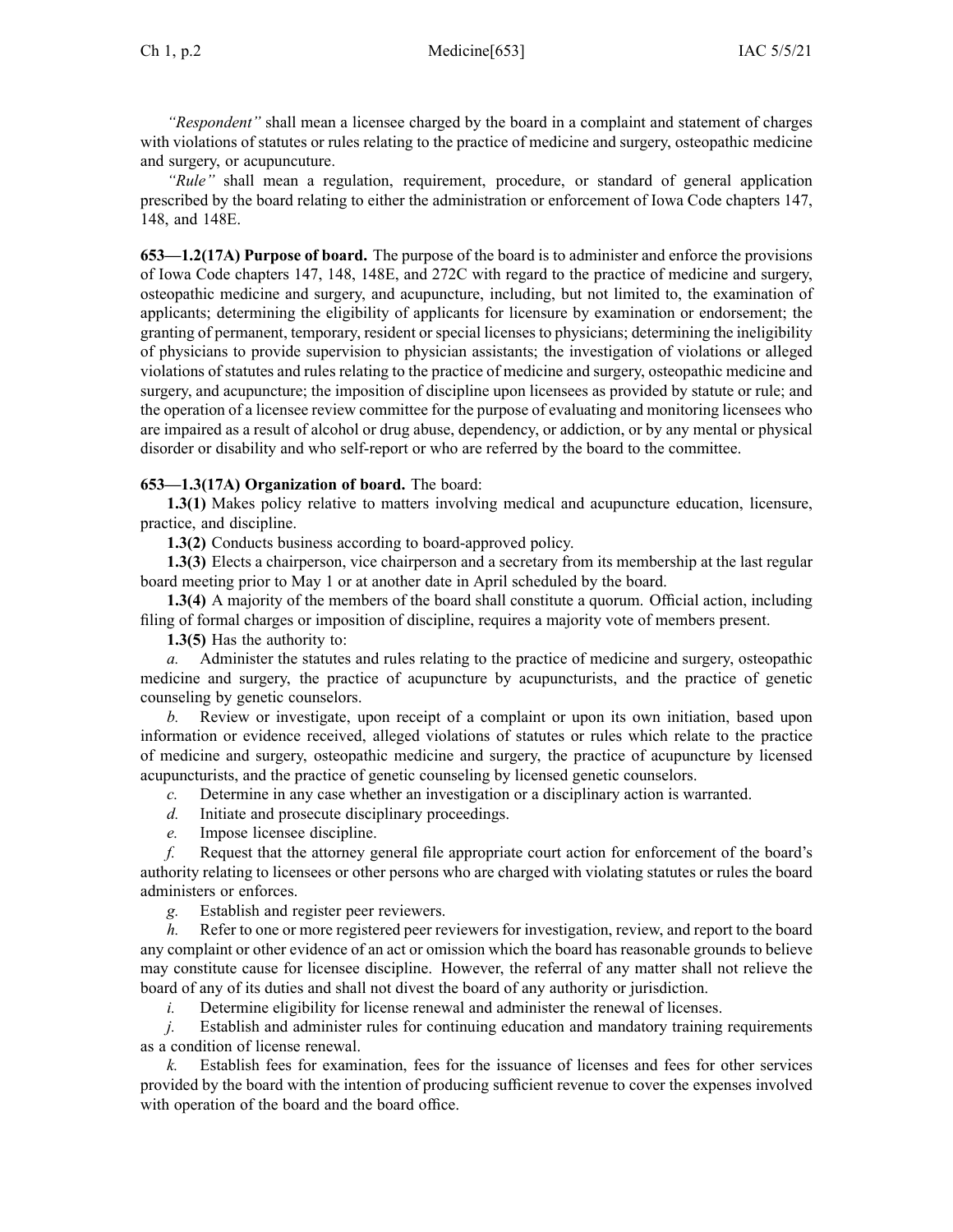*"Respondent"* shall mean a licensee charged by the board in a complaint and statement of charges with violations of statutes or rules relating to the practice of medicine and surgery, osteopathic medicine and surgery, or acupuncture.

*"Rule"* shall mean a regulation, requirement, procedure, or standard of general application prescribed by the board relating to either the administration or enforcement of Iowa Code chapters 147, 148, and 148E.

**653—1.2(17A) Purpose of board.** The purpose of the board is to administer and enforce the provisions of Iowa Code chapters 147, 148, 148E, and 272C with regard to the practice of medicine and surgery, osteopathic medicine and surgery, and acupuncture, including, but not limited to, the examination of applicants; determining the eligibility of applicants for licensure by examination or endorsement; the granting of permanent, temporary, resident or special licenses to physicians; determining the ineligibility of physicians to provide supervision to physician assistants; the investigation of violations or alleged violations of statutes and rules relating to the practice of medicine and surgery, osteopathic medicine and surgery, and acupuncture; the imposition of discipline upon licensees as provided by statute or rule; and the operation of a licensee review committee for the purpose of evaluating and monitoring licensees who are impaired as a result of alcohol or drug abuse, dependency, or addiction, or by any mental or physical disorder or disability and who self-report or who are referred by the board to the committee.

**653—1.3(17A) Organization of board.** The board:

**1.3(1)** Makes policy relative to matters involving medical and acupuncture education, licensure, practice, and discipline.

**1.3(2)** Conducts business according to board-approved policy.

**1.3(3)** Elects a chairperson, vice chairperson and a secretary from its membership at the last regular board meeting prior to May 1 or at another date in April scheduled by the board.

**1.3(4)** A majority of the members of the board shall constitute a quorum. Official action, including filing of formal charges or imposition of discipline, requires a majority vote of members present.

**1.3(5)** Has the authority to:

*a.* Administer the statutes and rules relating to the practice of medicine and surgery, osteopathic medicine and surgery, the practice of acupuncture by acupuncturists, and the practice of genetic counseling by genetic counselors.

*b.* Review or investigate, upon receipt of a complaint or upon its own initiation, based upon information or evidence received, alleged violations of statutes or rules which relate to the practice of medicine and surgery, osteopathic medicine and surgery, the practice of acupuncture by licensed acupuncturists, and the practice of genetic counseling by licensed genetic counselors.

*c.* Determine in any case whether an investigation or a disciplinary action is warranted.

*d.* Initiate and prosecute disciplinary proceedings.

*e.* Impose licensee discipline.

*f.* Request that the attorney general file appropriate court action for enforcement of the board's authority relating to licensees or other persons who are charged with violating statutes or rules the board administers or enforces.

*g.* Establish and register peer reviewers.

*h.* Refer to one or more registered peer reviewers for investigation, review, and report to the board any complaint or other evidence of an act or omission which the board has reasonable grounds to believe may constitute cause for licensee discipline. However, the referral of any matter shall not relieve the board of any of its duties and shall not divest the board of any authority or jurisdiction.

*i.* Determine eligibility for license renewal and administer the renewal of licenses.

*j.* Establish and administer rules for continuing education and mandatory training requirements as a condition of license renewal.

*k.* Establish fees for examination, fees for the issuance of licenses and fees for other services provided by the board with the intention of producing sufficient revenue to cover the expenses involved with operation of the board and the board office.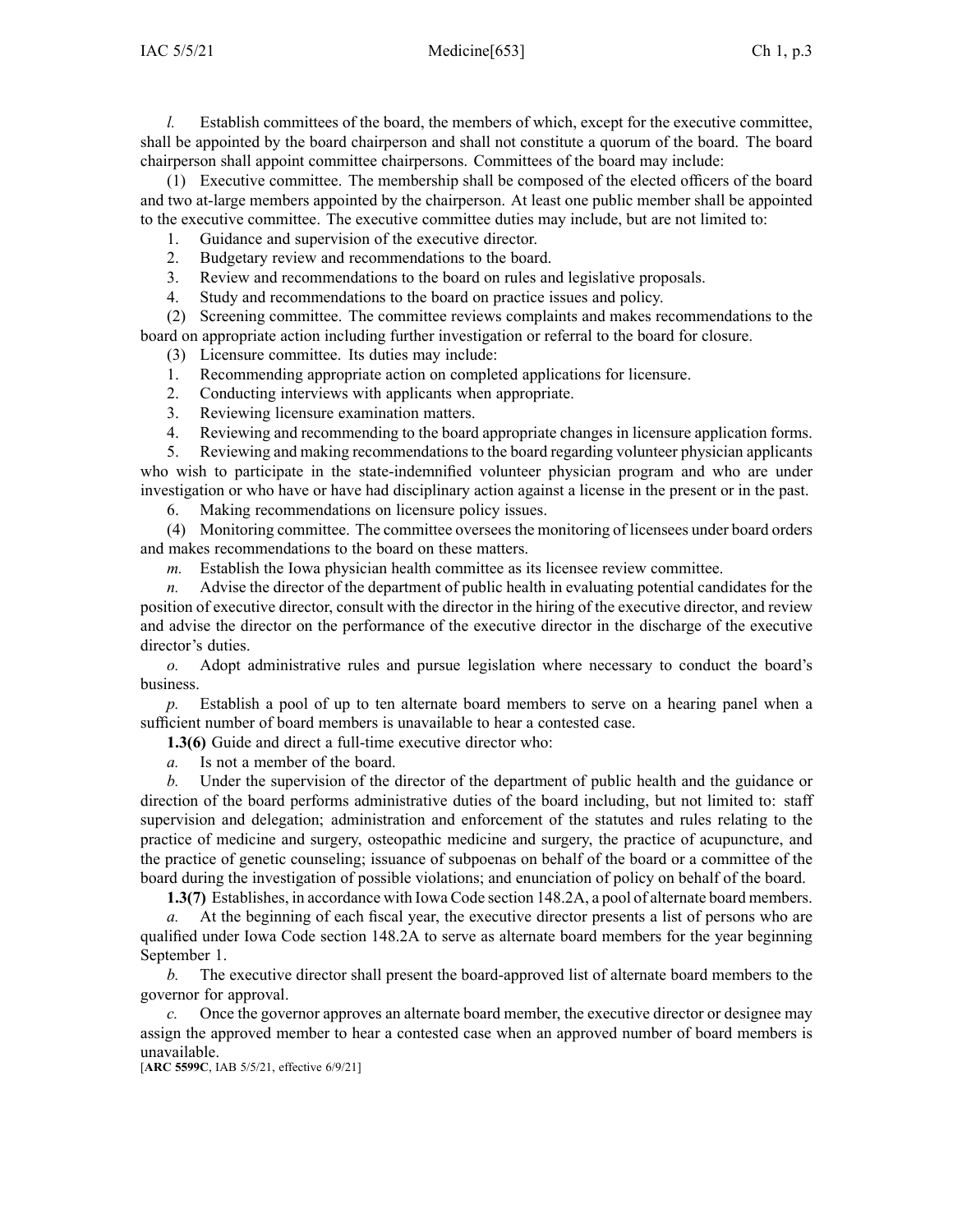*l.* Establish committees of the board, the members of which, except for the executive committee, shall be appointed by the board chairperson and shall not constitute a quorum of the board. The board chairperson shall appoint committee chairpersons. Committees of the board may include:

(1) Executive committee. The membership shall be composed of the elected officers of the board and two at-large members appointed by the chairperson. At least one public member shall be appointed to the executive committee. The executive committee duties may include, but are not limited to:

1. Guidance and supervision of the executive director.
2. Budgetary review and recommendations to the board.
3. Review and recommendations to the board on rules and legislative proposals.
4. Study and recommendations to the board on practice issues and policy.

(2) Screening committee. The committee reviews complaints and makes recommendations to the board on appropriate action including further investigation or referral to the board for closure.

(3) Licensure committee. Its duties may include:

1. Recommending appropriate action on completed applications for licensure.
2. Conducting interviews with applicants when appropriate.
3. Reviewing licensure examination matters.
4. Reviewing and recommending to the board appropriate changes in licensure application forms.
5. Reviewing and making recommendations to the board regarding volunteer physician applicants who wish to participate in the state-indemnified volunteer physician program and who are under investigation or who have or have had disciplinary action against a license in the present or in the past.
6. Making recommendations on licensure policy issues.

(4) Monitoring committee. The committee oversees the monitoring of licensees under board orders and makes recommendations to the board on these matters.

*m.* Establish the Iowa physician health committee as its licensee review committee.

*n.* Advise the director of the department of public health in evaluating potential candidates for the position of executive director, consult with the director in the hiring of the executive director, and review and advise the director on the performance of the executive director in the discharge of the executive director's duties.

*o.* Adopt administrative rules and pursue legislation where necessary to conduct the board's business.

*p.* Establish a pool of up to ten alternate board members to serve on a hearing panel when a sufficient number of board members is unavailable to hear a contested case.

**1.3(6)** Guide and direct a full-time executive director who:

*a.* Is not a member of the board.

*b.* Under the supervision of the director of the department of public health and the guidance or direction of the board performs administrative duties of the board including, but not limited to: staff supervision and delegation; administration and enforcement of the statutes and rules relating to the practice of medicine and surgery, osteopathic medicine and surgery, the practice of acupuncture, and the practice of genetic counseling; issuance of subpoenas on behalf of the board or a committee of the board during the investigation of possible violations; and enunciation of policy on behalf of the board.

**1.3(7)** Establishes, in accordance with Iowa Code section 148.2A, a pool of alternate board members.

*a.* At the beginning of each fiscal year, the executive director presents a list of persons who are qualified under Iowa Code section 148.2A to serve as alternate board members for the year beginning September 1.

*b.* The executive director shall present the board-approved list of alternate board members to the governor for approval.

*c.* Once the governor approves an alternate board member, the executive director or designee may assign the approved member to hear a contested case when an approved number of board members is unavailable.

[**ARC 5599C**, IAB 5/5/21, effective 6/9/21]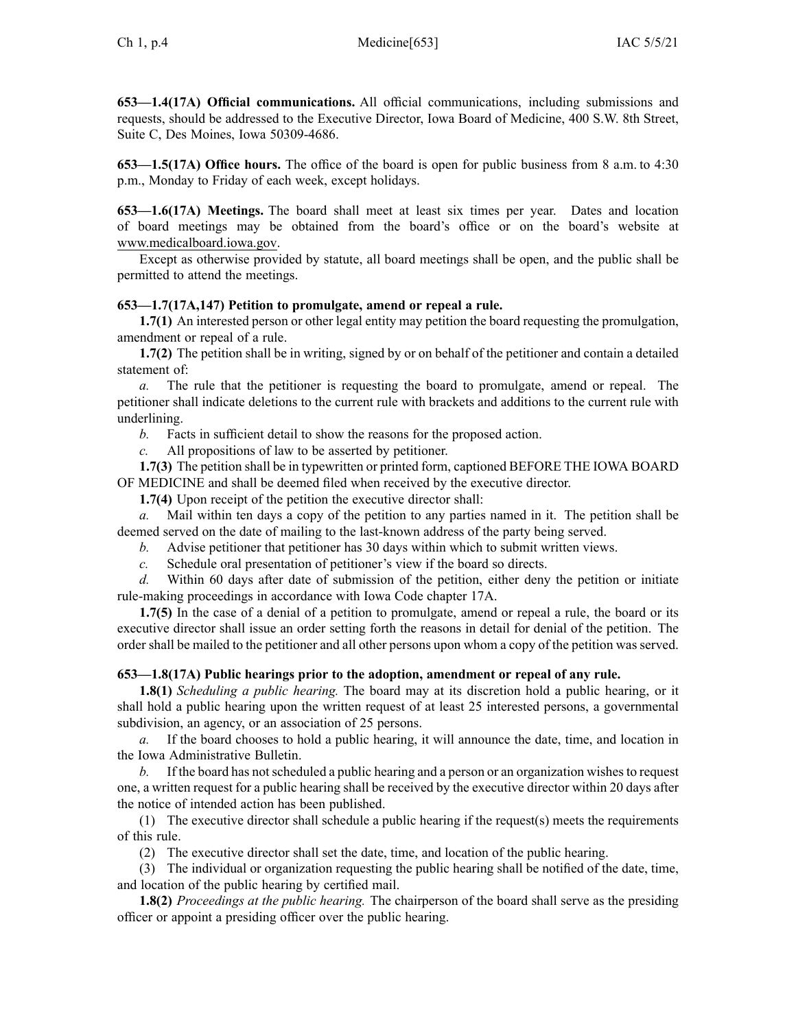**653—1.4(17A) Official communications.** All official communications, including submissions and requests, should be addressed to the Executive Director, Iowa Board of Medicine, 400 S.W. 8th Street, Suite C, Des Moines, Iowa 50309-4686.

**653—1.5(17A) Office hours.** The office of the board is open for public business from 8 a.m. to 4:30 p.m., Monday to Friday of each week, except holidays.

**653—1.6(17A) Meetings.** The board shall meet at least six times per year. Dates and location of board meetings may be obtained from the board's office or on the board's website at www.medicalboard.iowa.gov.

Except as otherwise provided by statute, all board meetings shall be open, and the public shall be permitted to attend the meetings.

**653—1.7(17A,147) Petition to promulgate, amend or repeal a rule.**

**1.7(1)** An interested person or other legal entity may petition the board requesting the promulgation, amendment or repeal of a rule.

**1.7(2)** The petition shall be in writing, signed by or on behalf of the petitioner and contain a detailed statement of:

*a.* The rule that the petitioner is requesting the board to promulgate, amend or repeal. The petitioner shall indicate deletions to the current rule with brackets and additions to the current rule with underlining.

*b.* Facts in sufficient detail to show the reasons for the proposed action.

*c.* All propositions of law to be asserted by petitioner.

**1.7(3)** The petition shall be in typewritten or printed form, captioned BEFORE THE IOWA BOARD OF MEDICINE and shall be deemed filed when received by the executive director.

**1.7(4)** Upon receipt of the petition the executive director shall:

*a.* Mail within ten days a copy of the petition to any parties named in it. The petition shall be deemed served on the date of mailing to the last-known address of the party being served.

*b.* Advise petitioner that petitioner has 30 days within which to submit written views.

*c.* Schedule oral presentation of petitioner's view if the board so directs.

*d.* Within 60 days after date of submission of the petition, either deny the petition or initiate rule-making proceedings in accordance with Iowa Code chapter 17A.

**1.7(5)** In the case of a denial of a petition to promulgate, amend or repeal a rule, the board or its executive director shall issue an order setting forth the reasons in detail for denial of the petition. The order shall be mailed to the petitioner and all other persons upon whom a copy of the petition was served.

**653—1.8(17A) Public hearings prior to the adoption, amendment or repeal of any rule.**

**1.8(1)** *Scheduling a public hearing.* The board may at its discretion hold a public hearing, or it shall hold a public hearing upon the written request of at least 25 interested persons, a governmental subdivision, an agency, or an association of 25 persons.

*a.* If the board chooses to hold a public hearing, it will announce the date, time, and location in the Iowa Administrative Bulletin.

*b.* If the board has not scheduled a public hearing and a person or an organization wishes to request one, a written request for a public hearing shall be received by the executive director within 20 days after the notice of intended action has been published.

(1) The executive director shall schedule a public hearing if the request(s) meets the requirements of this rule.

(2) The executive director shall set the date, time, and location of the public hearing.

(3) The individual or organization requesting the public hearing shall be notified of the date, time, and location of the public hearing by certified mail.

**1.8(2)** *Proceedings at the public hearing.* The chairperson of the board shall serve as the presiding officer or appoint a presiding officer over the public hearing.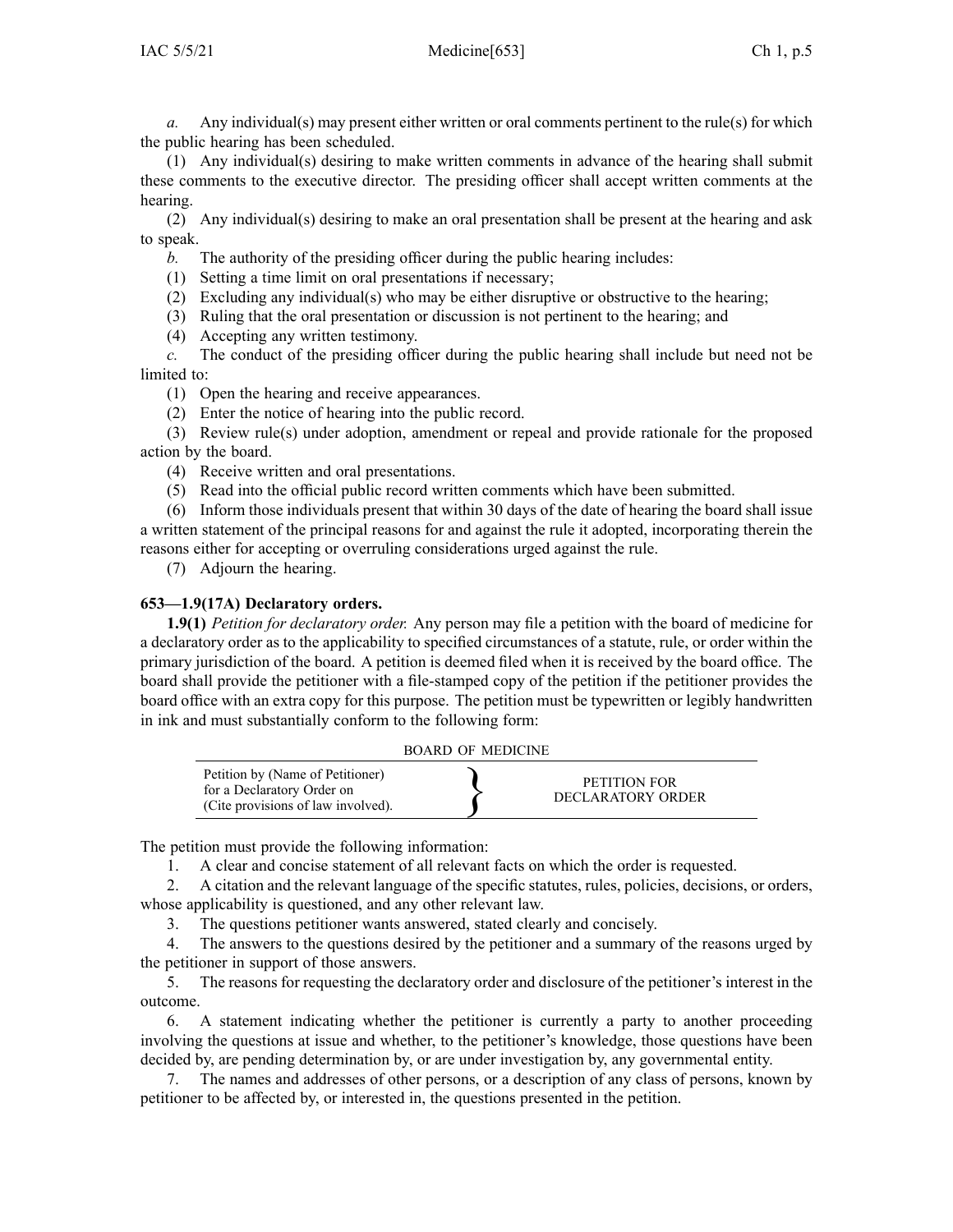*a.* Any individual(s) may present either written or oral comments pertinent to the rule(s) for which the public hearing has been scheduled.

(1) Any individual(s) desiring to make written comments in advance of the hearing shall submit these comments to the executive director. The presiding officer shall accept written comments at the hearing.

(2) Any individual(s) desiring to make an oral presentation shall be present at the hearing and ask to speak.

*b.* The authority of the presiding officer during the public hearing includes:

(1) Setting a time limit on oral presentations if necessary;

(2) Excluding any individual(s) who may be either disruptive or obstructive to the hearing;

(3) Ruling that the oral presentation or discussion is not pertinent to the hearing; and

(4) Accepting any written testimony.

*c.* The conduct of the presiding officer during the public hearing shall include but need not be limited to:

(1) Open the hearing and receive appearances.

(2) Enter the notice of hearing into the public record.

(3) Review rule(s) under adoption, amendment or repeal and provide rationale for the proposed action by the board.

(4) Receive written and oral presentations.

(5) Read into the official public record written comments which have been submitted.

(6) Inform those individuals present that within 30 days of the date of hearing the board shall issue a written statement of the principal reasons for and against the rule it adopted, incorporating therein the reasons either for accepting or overruling considerations urged against the rule.

(7) Adjourn the hearing.

**653—1.9(17A) Declaratory orders.**

**1.9(1)** *Petition for declaratory order.* Any person may file a petition with the board of medicine for a declaratory order as to the applicability to specified circumstances of a statute, rule, or order within the primary jurisdiction of the board. A petition is deemed filed when it is received by the board office. The board shall provide the petitioner with a file-stamped copy of the petition if the petitioner provides the board office with an extra copy for this purpose. The petition must be typewritten or legibly handwritten in ink and must substantially conform to the following form:

BOARD OF MEDICINE

| Petition by (Name of Petitioner) for a Declaratory Order on (Cite provisions of law involved). | } | PETITION FOR DECLARATORY ORDER |
|---|---|---|

The petition must provide the following information:

1. A clear and concise statement of all relevant facts on which the order is requested.

2. A citation and the relevant language of the specific statutes, rules, policies, decisions, or orders, whose applicability is questioned, and any other relevant law.

3. The questions petitioner wants answered, stated clearly and concisely.

4. The answers to the questions desired by the petitioner and a summary of the reasons urged by the petitioner in support of those answers.

5. The reasons for requesting the declaratory order and disclosure of the petitioner's interest in the outcome.

6. A statement indicating whether the petitioner is currently a party to another proceeding involving the questions at issue and whether, to the petitioner's knowledge, those questions have been decided by, are pending determination by, or are under investigation by, any governmental entity.

7. The names and addresses of other persons, or a description of any class of persons, known by petitioner to be affected by, or interested in, the questions presented in the petition.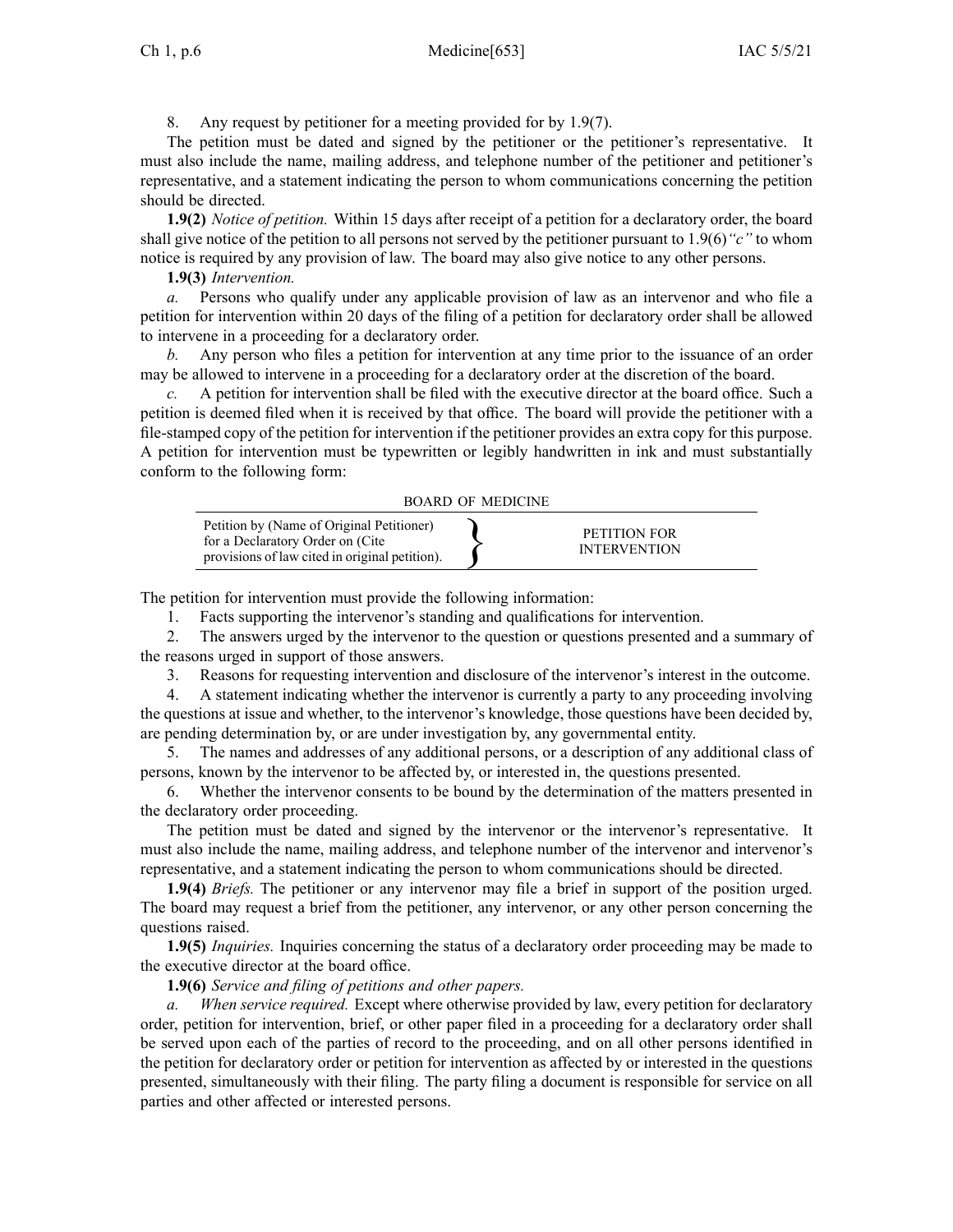8. Any request by petitioner for a meeting provided for by 1.9(7).

The petition must be dated and signed by the petitioner or the petitioner's representative. It must also include the name, mailing address, and telephone number of the petitioner and petitioner's representative, and a statement indicating the person to whom communications concerning the petition should be directed.

**1.9(2)** *Notice of petition.* Within 15 days after receipt of a petition for a declaratory order, the board shall give notice of the petition to all persons not served by the petitioner pursuant to 1.9(6)*"c"* to whom notice is required by any provision of law. The board may also give notice to any other persons.

**1.9(3)** *Intervention.*

*a.* Persons who qualify under any applicable provision of law as an intervenor and who file a petition for intervention within 20 days of the filing of a petition for declaratory order shall be allowed to intervene in a proceeding for a declaratory order.

*b.* Any person who files a petition for intervention at any time prior to the issuance of an order may be allowed to intervene in a proceeding for a declaratory order at the discretion of the board.

*c.* A petition for intervention shall be filed with the executive director at the board office. Such a petition is deemed filed when it is received by that office. The board will provide the petitioner with a file-stamped copy of the petition for intervention if the petitioner provides an extra copy for this purpose. A petition for intervention must be typewritten or legibly handwritten in ink and must substantially conform to the following form:

BOARD OF MEDICINE

| Petition by (Name of Original Petitioner) for a Declaratory Order on (Cite provisions of law cited in original petition). | } | PETITION FOR INTERVENTION |
|---|---|---|

The petition for intervention must provide the following information:

1. Facts supporting the intervenor's standing and qualifications for intervention.
2. The answers urged by the intervenor to the question or questions presented and a summary of the reasons urged in support of those answers.
3. Reasons for requesting intervention and disclosure of the intervenor's interest in the outcome.
4. A statement indicating whether the intervenor is currently a party to any proceeding involving the questions at issue and whether, to the intervenor's knowledge, those questions have been decided by, are pending determination by, or are under investigation by, any governmental entity.
5. The names and addresses of any additional persons, or a description of any additional class of persons, known by the intervenor to be affected by, or interested in, the questions presented.
6. Whether the intervenor consents to be bound by the determination of the matters presented in the declaratory order proceeding.

The petition must be dated and signed by the intervenor or the intervenor's representative. It must also include the name, mailing address, and telephone number of the intervenor and intervenor's representative, and a statement indicating the person to whom communications should be directed.

**1.9(4)** *Briefs.* The petitioner or any intervenor may file a brief in support of the position urged. The board may request a brief from the petitioner, any intervenor, or any other person concerning the questions raised.

**1.9(5)** *Inquiries.* Inquiries concerning the status of a declaratory order proceeding may be made to the executive director at the board office.

**1.9(6)** *Service and filing of petitions and other papers.*

*a. When service required.* Except where otherwise provided by law, every petition for declaratory order, petition for intervention, brief, or other paper filed in a proceeding for a declaratory order shall be served upon each of the parties of record to the proceeding, and on all other persons identified in the petition for declaratory order or petition for intervention as affected by or interested in the questions presented, simultaneously with their filing. The party filing a document is responsible for service on all parties and other affected or interested persons.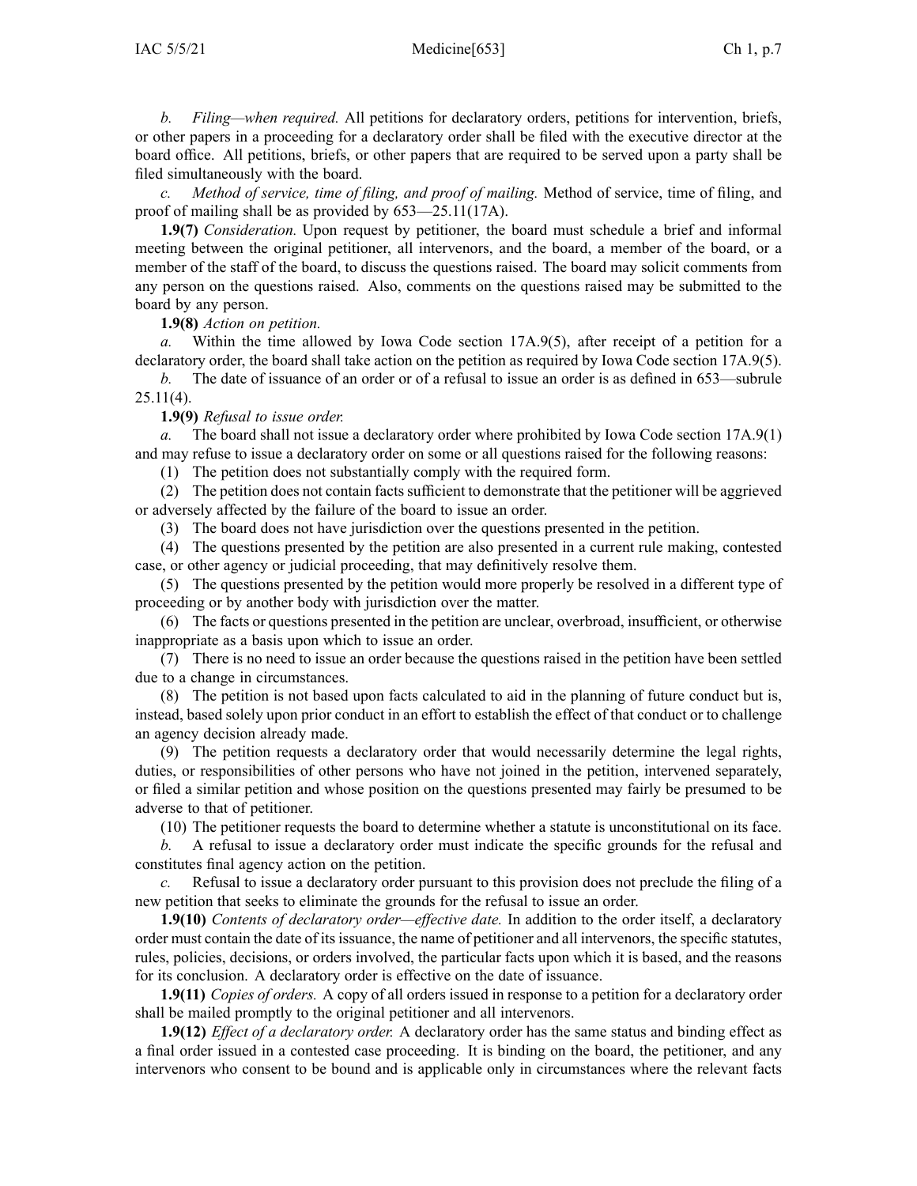*b. Filing—when required.* All petitions for declaratory orders, petitions for intervention, briefs, or other papers in a proceeding for a declaratory order shall be filed with the executive director at the board office. All petitions, briefs, or other papers that are required to be served upon a party shall be filed simultaneously with the board.

*c. Method of service, time of filing, and proof of mailing.* Method of service, time of filing, and proof of mailing shall be as provided by 653—25.11(17A).

**1.9(7)** *Consideration.* Upon request by petitioner, the board must schedule a brief and informal meeting between the original petitioner, all intervenors, and the board, a member of the board, or a member of the staff of the board, to discuss the questions raised. The board may solicit comments from any person on the questions raised. Also, comments on the questions raised may be submitted to the board by any person.

**1.9(8)** *Action on petition.*

*a.* Within the time allowed by Iowa Code section 17A.9(5), after receipt of a petition for a declaratory order, the board shall take action on the petition as required by Iowa Code section 17A.9(5).

*b.* The date of issuance of an order or of a refusal to issue an order is as defined in 653—subrule 25.11(4).

**1.9(9)** *Refusal to issue order.*

*a.* The board shall not issue a declaratory order where prohibited by Iowa Code section 17A.9(1) and may refuse to issue a declaratory order on some or all questions raised for the following reasons:

(1) The petition does not substantially comply with the required form.

(2) The petition does not contain facts sufficient to demonstrate that the petitioner will be aggrieved or adversely affected by the failure of the board to issue an order.

(3) The board does not have jurisdiction over the questions presented in the petition.

(4) The questions presented by the petition are also presented in a current rule making, contested case, or other agency or judicial proceeding, that may definitively resolve them.

(5) The questions presented by the petition would more properly be resolved in a different type of proceeding or by another body with jurisdiction over the matter.

(6) The facts or questions presented in the petition are unclear, overbroad, insufficient, or otherwise inappropriate as a basis upon which to issue an order.

(7) There is no need to issue an order because the questions raised in the petition have been settled due to a change in circumstances.

(8) The petition is not based upon facts calculated to aid in the planning of future conduct but is, instead, based solely upon prior conduct in an effort to establish the effect of that conduct or to challenge an agency decision already made.

(9) The petition requests a declaratory order that would necessarily determine the legal rights, duties, or responsibilities of other persons who have not joined in the petition, intervened separately, or filed a similar petition and whose position on the questions presented may fairly be presumed to be adverse to that of petitioner.

(10) The petitioner requests the board to determine whether a statute is unconstitutional on its face.

*b.* A refusal to issue a declaratory order must indicate the specific grounds for the refusal and constitutes final agency action on the petition.

*c.* Refusal to issue a declaratory order pursuant to this provision does not preclude the filing of a new petition that seeks to eliminate the grounds for the refusal to issue an order.

**1.9(10)** *Contents of declaratory order—effective date.* In addition to the order itself, a declaratory order must contain the date of its issuance, the name of petitioner and all intervenors, the specific statutes, rules, policies, decisions, or orders involved, the particular facts upon which it is based, and the reasons for its conclusion. A declaratory order is effective on the date of issuance.

**1.9(11)** *Copies of orders.* A copy of all orders issued in response to a petition for a declaratory order shall be mailed promptly to the original petitioner and all intervenors.

**1.9(12)** *Effect of a declaratory order.* A declaratory order has the same status and binding effect as a final order issued in a contested case proceeding. It is binding on the board, the petitioner, and any intervenors who consent to be bound and is applicable only in circumstances where the relevant facts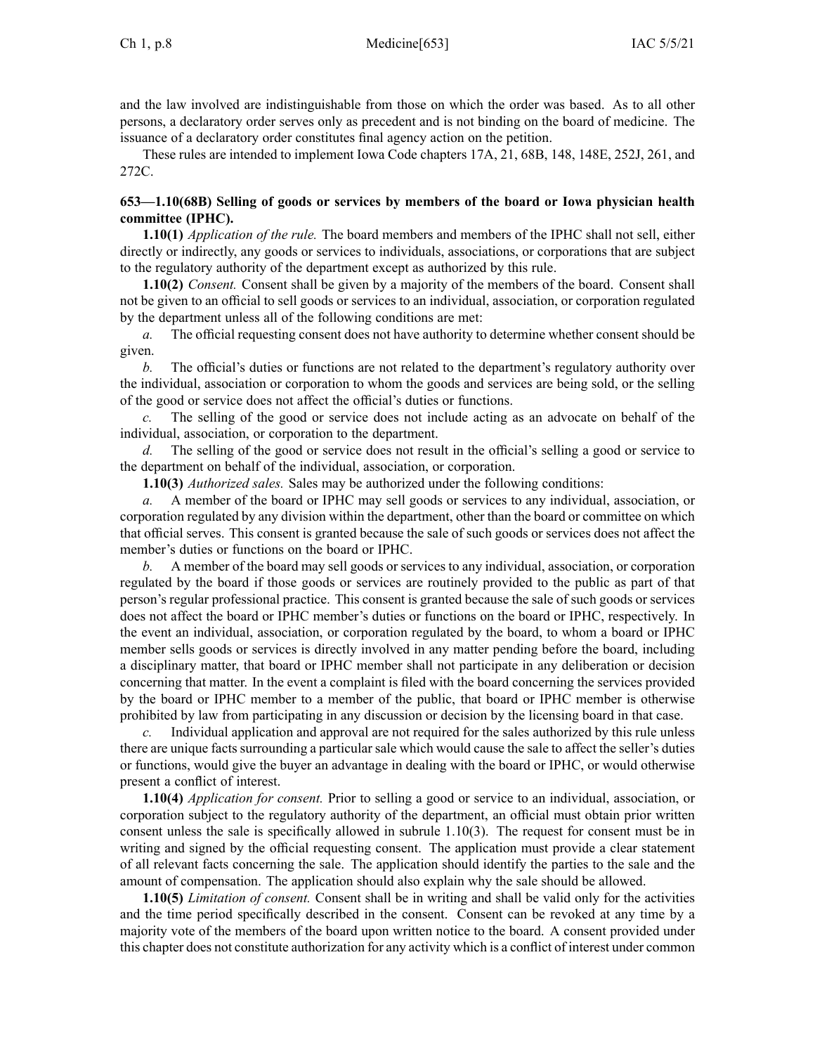and the law involved are indistinguishable from those on which the order was based. As to all other persons, a declaratory order serves only as precedent and is not binding on the board of medicine. The issuance of a declaratory order constitutes final agency action on the petition.

These rules are intended to implement Iowa Code chapters 17A, 21, 68B, 148, 148E, 252J, 261, and 272C.

**653—1.10(68B) Selling of goods or services by members of the board or Iowa physician health committee (IPHC).**

**1.10(1)** *Application of the rule.* The board members and members of the IPHC shall not sell, either directly or indirectly, any goods or services to individuals, associations, or corporations that are subject to the regulatory authority of the department except as authorized by this rule.

**1.10(2)** *Consent.* Consent shall be given by a majority of the members of the board. Consent shall not be given to an official to sell goods or services to an individual, association, or corporation regulated by the department unless all of the following conditions are met:

*a.* The official requesting consent does not have authority to determine whether consent should be given.

*b.* The official's duties or functions are not related to the department's regulatory authority over the individual, association or corporation to whom the goods and services are being sold, or the selling of the good or service does not affect the official's duties or functions.

*c.* The selling of the good or service does not include acting as an advocate on behalf of the individual, association, or corporation to the department.

*d.* The selling of the good or service does not result in the official's selling a good or service to the department on behalf of the individual, association, or corporation.

**1.10(3)** *Authorized sales.* Sales may be authorized under the following conditions:

*a.* A member of the board or IPHC may sell goods or services to any individual, association, or corporation regulated by any division within the department, other than the board or committee on which that official serves. This consent is granted because the sale of such goods or services does not affect the member's duties or functions on the board or IPHC.

*b.* A member of the board may sell goods or services to any individual, association, or corporation regulated by the board if those goods or services are routinely provided to the public as part of that person's regular professional practice. This consent is granted because the sale of such goods or services does not affect the board or IPHC member's duties or functions on the board or IPHC, respectively. In the event an individual, association, or corporation regulated by the board, to whom a board or IPHC member sells goods or services is directly involved in any matter pending before the board, including a disciplinary matter, that board or IPHC member shall not participate in any deliberation or decision concerning that matter. In the event a complaint is filed with the board concerning the services provided by the board or IPHC member to a member of the public, that board or IPHC member is otherwise prohibited by law from participating in any discussion or decision by the licensing board in that case.

*c.* Individual application and approval are not required for the sales authorized by this rule unless there are unique facts surrounding a particular sale which would cause the sale to affect the seller's duties or functions, would give the buyer an advantage in dealing with the board or IPHC, or would otherwise present a conflict of interest.

**1.10(4)** *Application for consent.* Prior to selling a good or service to an individual, association, or corporation subject to the regulatory authority of the department, an official must obtain prior written consent unless the sale is specifically allowed in subrule 1.10(3). The request for consent must be in writing and signed by the official requesting consent. The application must provide a clear statement of all relevant facts concerning the sale. The application should identify the parties to the sale and the amount of compensation. The application should also explain why the sale should be allowed.

**1.10(5)** *Limitation of consent.* Consent shall be in writing and shall be valid only for the activities and the time period specifically described in the consent. Consent can be revoked at any time by a majority vote of the members of the board upon written notice to the board. A consent provided under this chapter does not constitute authorization for any activity which is a conflict of interest under common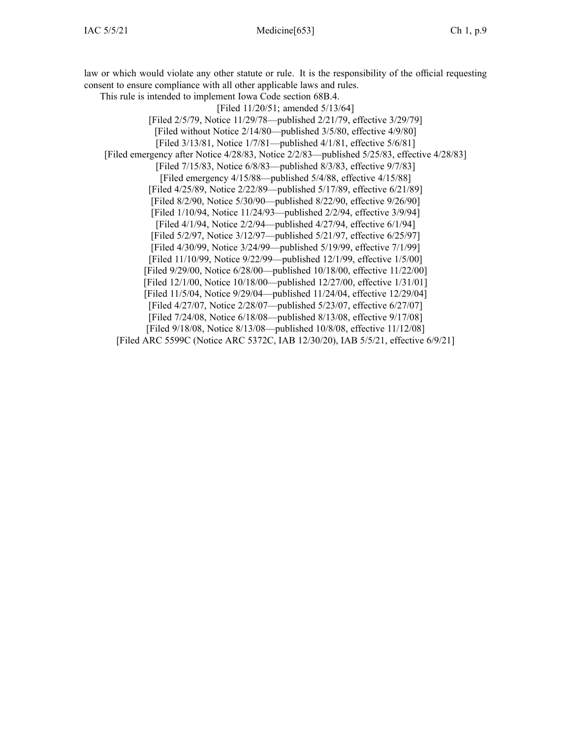law or which would violate any other statute or rule. It is the responsibility of the official requesting consent to ensure compliance with all other applicable laws and rules.

This rule is intended to implement Iowa Code section 68B.4.

[Filed 11/20/51; amended 5/13/64]

[Filed 2/5/79, Notice 11/29/78—published 2/21/79, effective 3/29/79]

[Filed without Notice 2/14/80—published 3/5/80, effective 4/9/80]

[Filed 3/13/81, Notice 1/7/81—published 4/1/81, effective 5/6/81]

[Filed emergency after Notice 4/28/83, Notice 2/2/83—published 5/25/83, effective 4/28/83]

[Filed 7/15/83, Notice 6/8/83—published 8/3/83, effective 9/7/83]

[Filed emergency 4/15/88—published 5/4/88, effective 4/15/88]

[Filed 4/25/89, Notice 2/22/89—published 5/17/89, effective 6/21/89]

[Filed 8/2/90, Notice 5/30/90—published 8/22/90, effective 9/26/90]

[Filed 1/10/94, Notice 11/24/93—published 2/2/94, effective 3/9/94]

[Filed 4/1/94, Notice 2/2/94—published 4/27/94, effective 6/1/94]

[Filed 5/2/97, Notice 3/12/97—published 5/21/97, effective 6/25/97]

[Filed 4/30/99, Notice 3/24/99—published 5/19/99, effective 7/1/99]

[Filed 11/10/99, Notice 9/22/99—published 12/1/99, effective 1/5/00]

[Filed 9/29/00, Notice 6/28/00—published 10/18/00, effective 11/22/00]

[Filed 12/1/00, Notice 10/18/00—published 12/27/00, effective 1/31/01]

[Filed 11/5/04, Notice 9/29/04—published 11/24/04, effective 12/29/04]

[Filed 4/27/07, Notice 2/28/07—published 5/23/07, effective 6/27/07]

[Filed 7/24/08, Notice 6/18/08—published 8/13/08, effective 9/17/08]

[Filed 9/18/08, Notice 8/13/08—published 10/8/08, effective 11/12/08]

[Filed ARC 5599C (Notice ARC 5372C, IAB 12/30/20), IAB 5/5/21, effective 6/9/21]